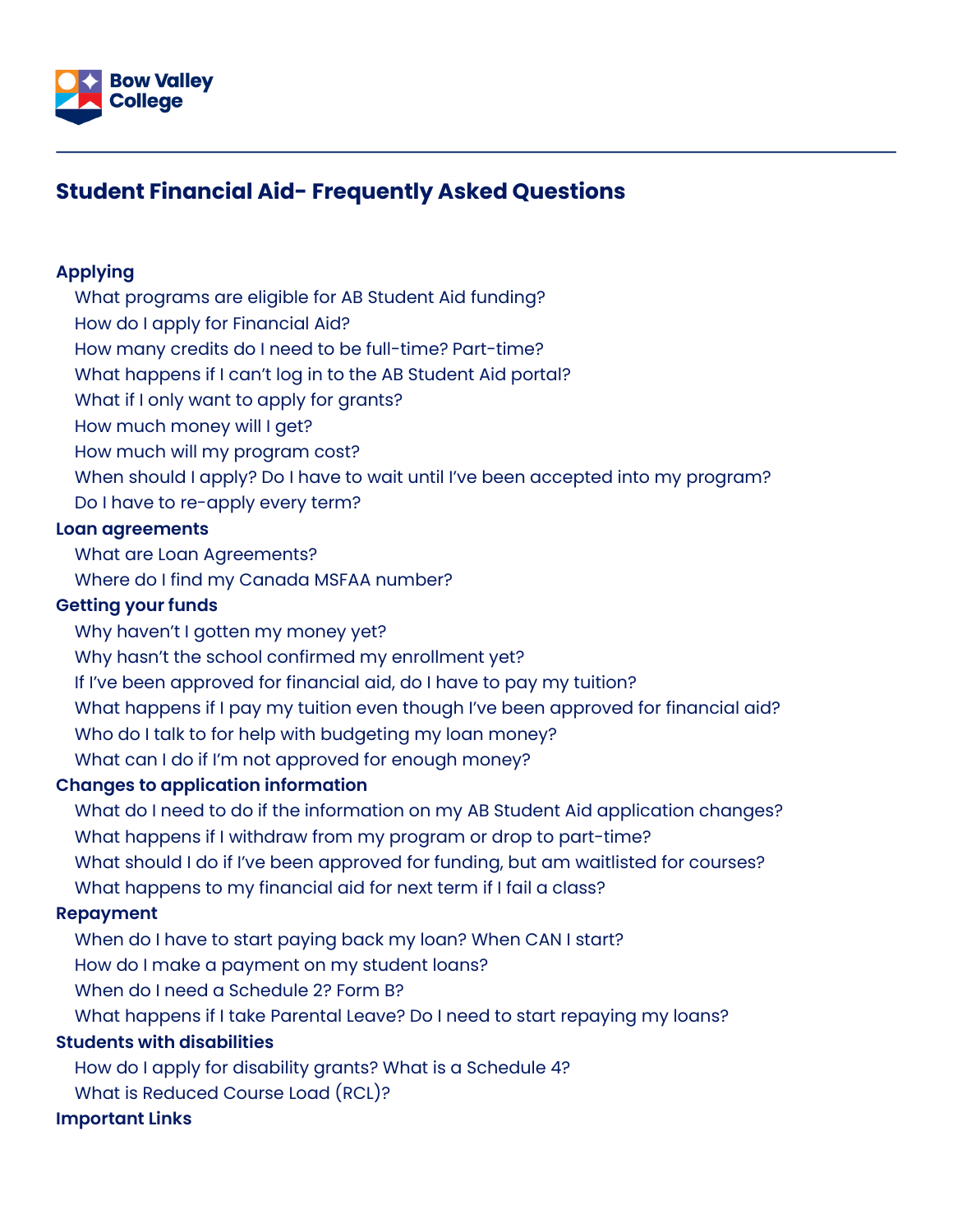Bow Valley College

# Student Financial Aid- Frequently Asked Questions

**Applying**

- What programs are eligible for AB Student Aid funding?
- How do I apply for Financial Aid?
- How many credits do I need to be full-time? Part-time?
- What happens if I can't log in to the AB Student Aid portal?
- What if I only want to apply for grants?
- How much money will I get?
- How much will my program cost?
- When should I apply? Do I have to wait until I've been accepted into my program?
- Do I have to re-apply every term?

**Loan agreements**

- What are Loan Agreements?
- Where do I find my Canada MSFAA number?

**Getting your funds**

- Why haven't I gotten my money yet?
- Why hasn't the school confirmed my enrollment yet?
- If I've been approved for financial aid, do I have to pay my tuition?
- What happens if I pay my tuition even though I've been approved for financial aid?
- Who do I talk to for help with budgeting my loan money?
- What can I do if I'm not approved for enough money?

**Changes to application information**

- What do I need to do if the information on my AB Student Aid application changes?
- What happens if I withdraw from my program or drop to part-time?
- What should I do if I've been approved for funding, but am waitlisted for courses?
- What happens to my financial aid for next term if I fail a class?

**Repayment**

- When do I have to start paying back my loan? When CAN I start?
- How do I make a payment on my student loans?
- When do I need a Schedule 2? Form B?
- What happens if I take Parental Leave? Do I need to start repaying my loans?

**Students with disabilities**

- How do I apply for disability grants? What is a Schedule 4?
- What is Reduced Course Load (RCL)?

**Important Links**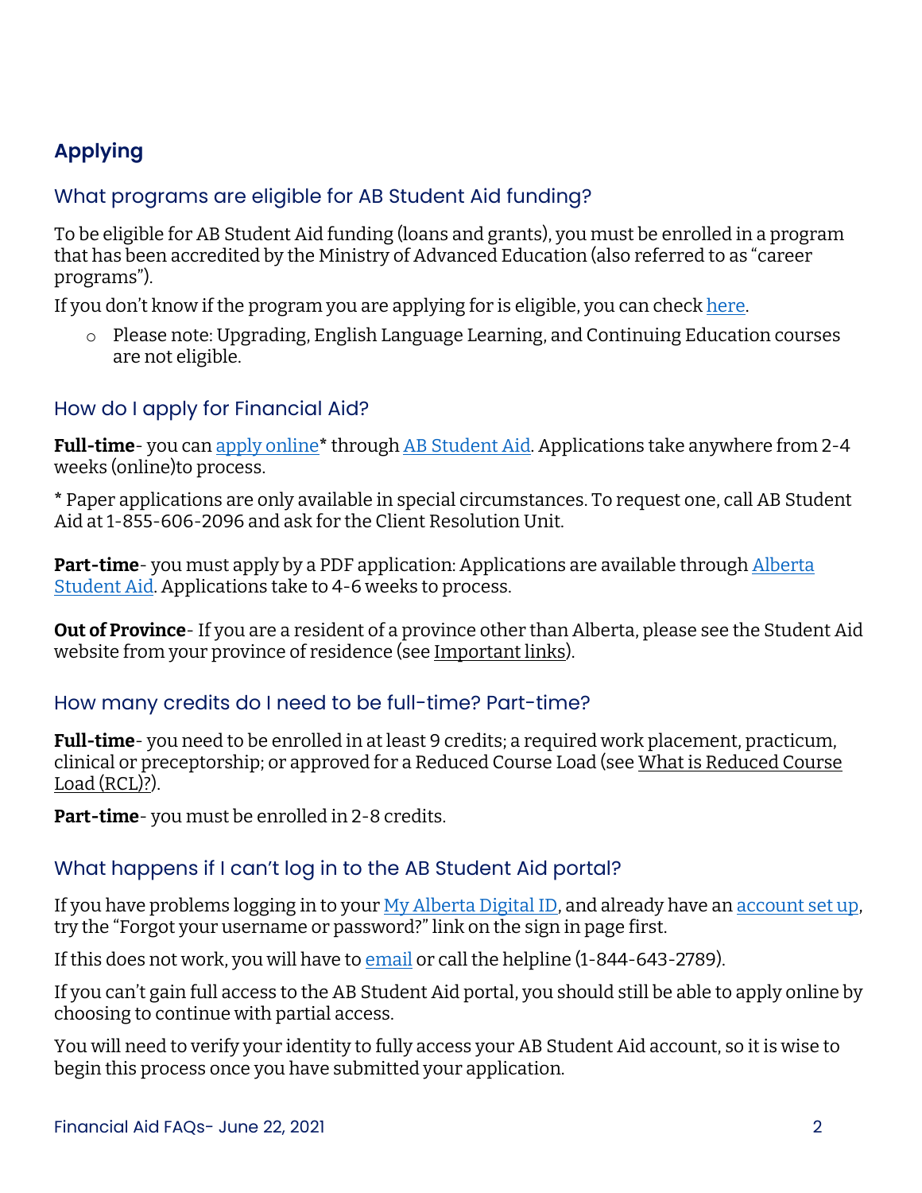## Applying

### What programs are eligible for AB Student Aid funding?

To be eligible for AB Student Aid funding (loans and grants), you must be enrolled in a program that has been accredited by the Ministry of Advanced Education (also referred to as "career programs").

If you don't know if the program you are applying for is eligible, you can check here.

- Please note: Upgrading, English Language Learning, and Continuing Education courses are not eligible.

### How do I apply for Financial Aid?

**Full-time**- you can apply online* through AB Student Aid. Applications take anywhere from 2-4 weeks (online)to process.

* Paper applications are only available in special circumstances. To request one, call AB Student Aid at 1-855-606-2096 and ask for the Client Resolution Unit.

**Part-time**- you must apply by a PDF application: Applications are available through Alberta Student Aid. Applications take to 4-6 weeks to process.

**Out of Province**- If you are a resident of a province other than Alberta, please see the Student Aid website from your province of residence (see Important links).

### How many credits do I need to be full-time? Part-time?

**Full-time**- you need to be enrolled in at least 9 credits; a required work placement, practicum, clinical or preceptorship; or approved for a Reduced Course Load (see What is Reduced Course Load (RCL)?).

**Part-time**- you must be enrolled in 2-8 credits.

### What happens if I can't log in to the AB Student Aid portal?

If you have problems logging in to your My Alberta Digital ID, and already have an account set up, try the "Forgot your username or password?" link on the sign in page first.

If this does not work, you will have to email or call the helpline (1-844-643-2789).

If you can't gain full access to the AB Student Aid portal, you should still be able to apply online by choosing to continue with partial access.

You will need to verify your identity to fully access your AB Student Aid account, so it is wise to begin this process once you have submitted your application.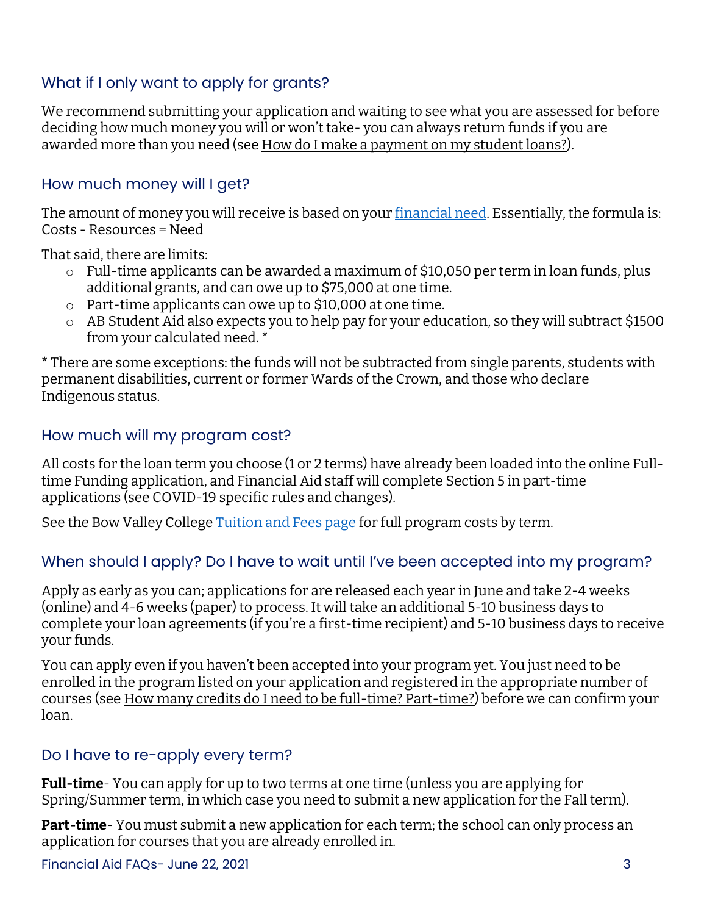## What if I only want to apply for grants?

We recommend submitting your application and waiting to see what you are assessed for before deciding how much money you will or won't take- you can always return funds if you are awarded more than you need (see How do I make a payment on my student loans?).

## How much money will I get?

The amount of money you will receive is based on your [financial need](). Essentially, the formula is: Costs - Resources = Need

That said, there are limits:

- Full-time applicants can be awarded a maximum of $10,050 per term in loan funds, plus additional grants, and can owe up to $75,000 at one time.
- Part-time applicants can owe up to $10,000 at one time.
- AB Student Aid also expects you to help pay for your education, so they will subtract $1500 from your calculated need. *

* There are some exceptions: the funds will not be subtracted from single parents, students with permanent disabilities, current or former Wards of the Crown, and those who declare Indigenous status.

## How much will my program cost?

All costs for the loan term you choose (1 or 2 terms) have already been loaded into the online Full-time Funding application, and Financial Aid staff will complete Section 5 in part-time applications (see COVID-19 specific rules and changes).

See the Bow Valley College [Tuition and Fees page]() for full program costs by term.

## When should I apply? Do I have to wait until I've been accepted into my program?

Apply as early as you can; applications for are released each year in June and take 2-4 weeks (online) and 4-6 weeks (paper) to process. It will take an additional 5-10 business days to complete your loan agreements (if you're a first-time recipient) and 5-10 business days to receive your funds.

You can apply even if you haven't been accepted into your program yet. You just need to be enrolled in the program listed on your application and registered in the appropriate number of courses (see How many credits do I need to be full-time? Part-time?) before we can confirm your loan.

## Do I have to re-apply every term?

**Full-time**- You can apply for up to two terms at one time (unless you are applying for Spring/Summer term, in which case you need to submit a new application for the Fall term).

**Part-time**- You must submit a new application for each term; the school can only process an application for courses that you are already enrolled in.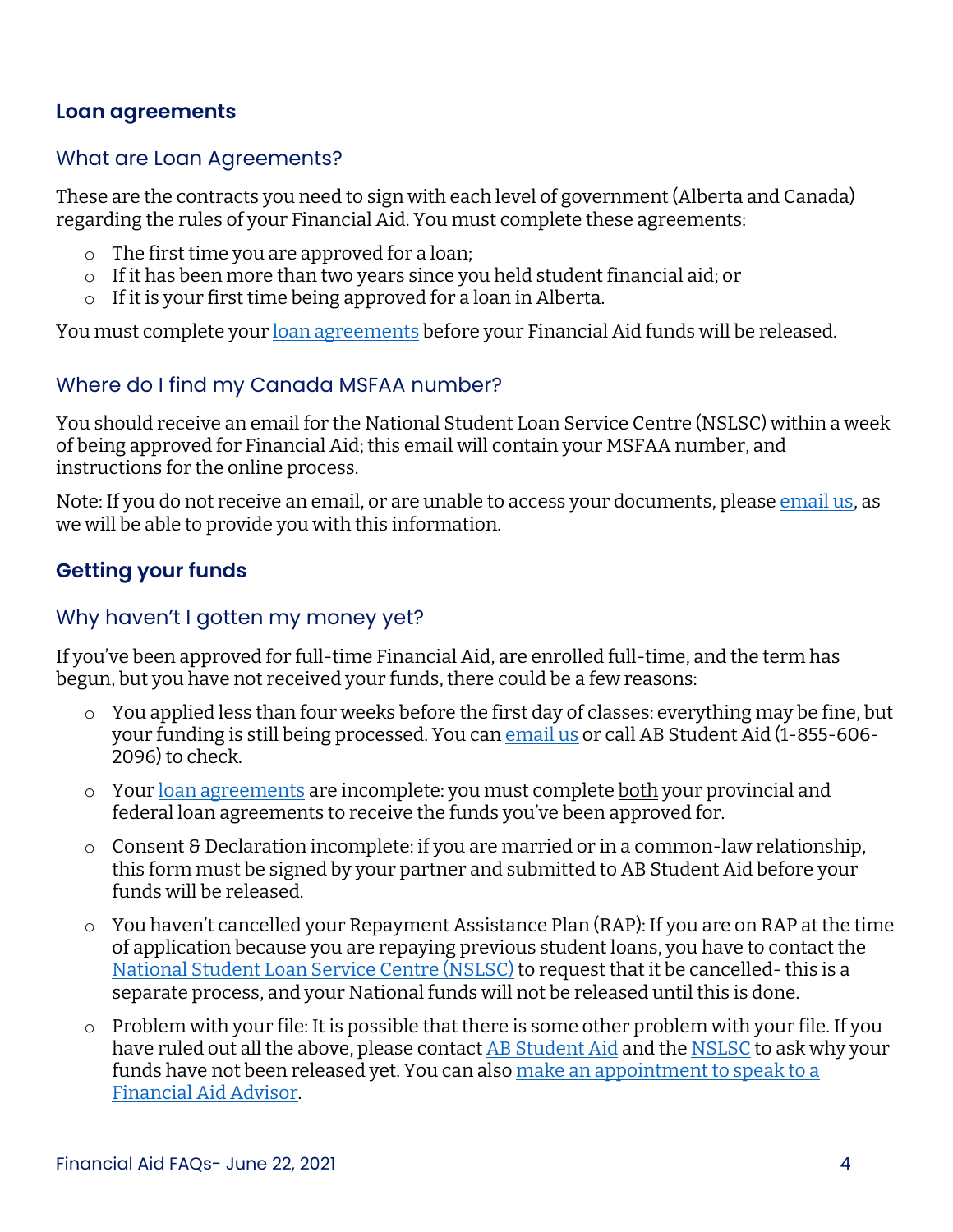## Loan agreements

### What are Loan Agreements?

These are the contracts you need to sign with each level of government (Alberta and Canada) regarding the rules of your Financial Aid. You must complete these agreements:

- The first time you are approved for a loan;
- If it has been more than two years since you held student financial aid; or
- If it is your first time being approved for a loan in Alberta.

You must complete your loan agreements before your Financial Aid funds will be released.

### Where do I find my Canada MSFAA number?

You should receive an email for the National Student Loan Service Centre (NSLSC) within a week of being approved for Financial Aid; this email will contain your MSFAA number, and instructions for the online process.

Note: If you do not receive an email, or are unable to access your documents, please email us, as we will be able to provide you with this information.

## Getting your funds

### Why haven't I gotten my money yet?

If you've been approved for full-time Financial Aid, are enrolled full-time, and the term has begun, but you have not received your funds, there could be a few reasons:

- You applied less than four weeks before the first day of classes: everything may be fine, but your funding is still being processed. You can email us or call AB Student Aid (1-855-606-2096) to check.
- Your loan agreements are incomplete: you must complete both your provincial and federal loan agreements to receive the funds you've been approved for.
- Consent & Declaration incomplete: if you are married or in a common-law relationship, this form must be signed by your partner and submitted to AB Student Aid before your funds will be released.
- You haven't cancelled your Repayment Assistance Plan (RAP): If you are on RAP at the time of application because you are repaying previous student loans, you have to contact the National Student Loan Service Centre (NSLSC) to request that it be cancelled- this is a separate process, and your National funds will not be released until this is done.
- Problem with your file: It is possible that there is some other problem with your file. If you have ruled out all the above, please contact AB Student Aid and the NSLSC to ask why your funds have not been released yet. You can also make an appointment to speak to a Financial Aid Advisor.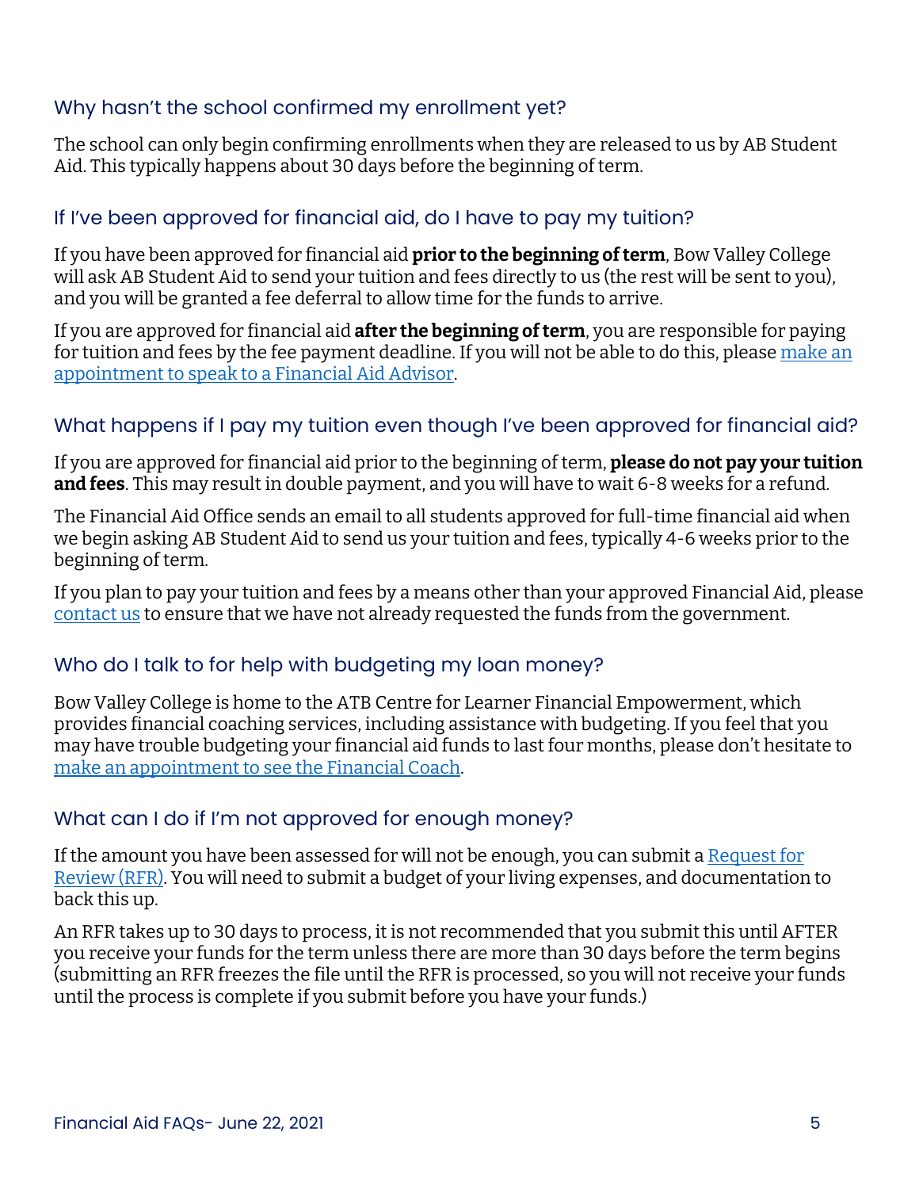## Why hasn't the school confirmed my enrollment yet?

The school can only begin confirming enrollments when they are released to us by AB Student Aid. This typically happens about 30 days before the beginning of term.

## If I've been approved for financial aid, do I have to pay my tuition?

If you have been approved for financial aid **prior to the beginning of term**, Bow Valley College will ask AB Student Aid to send your tuition and fees directly to us (the rest will be sent to you), and you will be granted a fee deferral to allow time for the funds to arrive.

If you are approved for financial aid **after the beginning of term**, you are responsible for paying for tuition and fees by the fee payment deadline. If you will not be able to do this, please make an appointment to speak to a Financial Aid Advisor.

## What happens if I pay my tuition even though I've been approved for financial aid?

If you are approved for financial aid prior to the beginning of term, **please do not pay your tuition and fees**. This may result in double payment, and you will have to wait 6-8 weeks for a refund.

The Financial Aid Office sends an email to all students approved for full-time financial aid when we begin asking AB Student Aid to send us your tuition and fees, typically 4-6 weeks prior to the beginning of term.

If you plan to pay your tuition and fees by a means other than your approved Financial Aid, please contact us to ensure that we have not already requested the funds from the government.

## Who do I talk to for help with budgeting my loan money?

Bow Valley College is home to the ATB Centre for Learner Financial Empowerment, which provides financial coaching services, including assistance with budgeting. If you feel that you may have trouble budgeting your financial aid funds to last four months, please don't hesitate to make an appointment to see the Financial Coach.

## What can I do if I'm not approved for enough money?

If the amount you have been assessed for will not be enough, you can submit a Request for Review (RFR). You will need to submit a budget of your living expenses, and documentation to back this up.

An RFR takes up to 30 days to process, it is not recommended that you submit this until AFTER you receive your funds for the term unless there are more than 30 days before the term begins (submitting an RFR freezes the file until the RFR is processed, so you will not receive your funds until the process is complete if you submit before you have your funds.)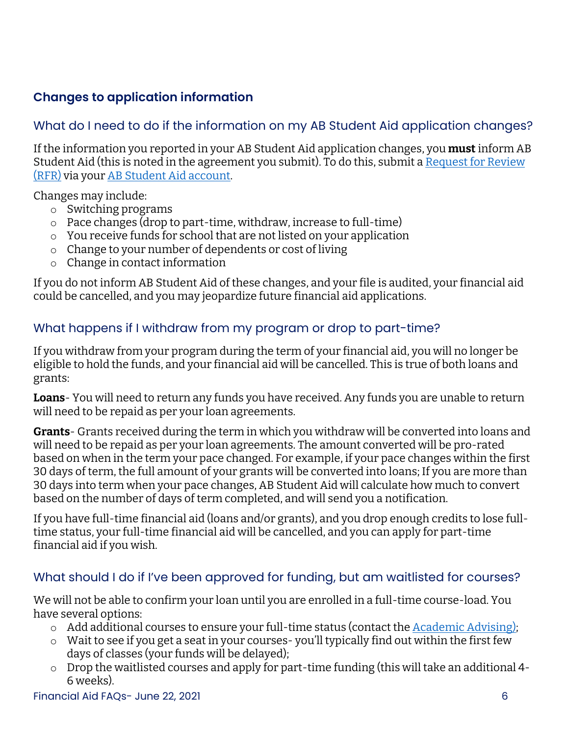## Changes to application information

### What do I need to do if the information on my AB Student Aid application changes?

If the information you reported in your AB Student Aid application changes, you **must** inform AB Student Aid (this is noted in the agreement you submit). To do this, submit a [Request for Review (RFR)]() via your [AB Student Aid account]().

Changes may include:

- Switching programs
- Pace changes (drop to part-time, withdraw, increase to full-time)
- You receive funds for school that are not listed on your application
- Change to your number of dependents or cost of living
- Change in contact information

If you do not inform AB Student Aid of these changes, and your file is audited, your financial aid could be cancelled, and you may jeopardize future financial aid applications.

### What happens if I withdraw from my program or drop to part-time?

If you withdraw from your program during the term of your financial aid, you will no longer be eligible to hold the funds, and your financial aid will be cancelled. This is true of both loans and grants:

**Loans**- You will need to return any funds you have received. Any funds you are unable to return will need to be repaid as per your loan agreements.

**Grants**- Grants received during the term in which you withdraw will be converted into loans and will need to be repaid as per your loan agreements. The amount converted will be pro-rated based on when in the term your pace changed. For example, if your pace changes within the first 30 days of term, the full amount of your grants will be converted into loans; If you are more than 30 days into term when your pace changes, AB Student Aid will calculate how much to convert based on the number of days of term completed, and will send you a notification.

If you have full-time financial aid (loans and/or grants), and you drop enough credits to lose full-time status, your full-time financial aid will be cancelled, and you can apply for part-time financial aid if you wish.

### What should I do if I've been approved for funding, but am waitlisted for courses?

We will not be able to confirm your loan until you are enrolled in a full-time course-load. You have several options:

- Add additional courses to ensure your full-time status (contact the [Academic Advising)]();
- Wait to see if you get a seat in your courses- you'll typically find out within the first few days of classes (your funds will be delayed);
- Drop the waitlisted courses and apply for part-time funding (this will take an additional 4-6 weeks).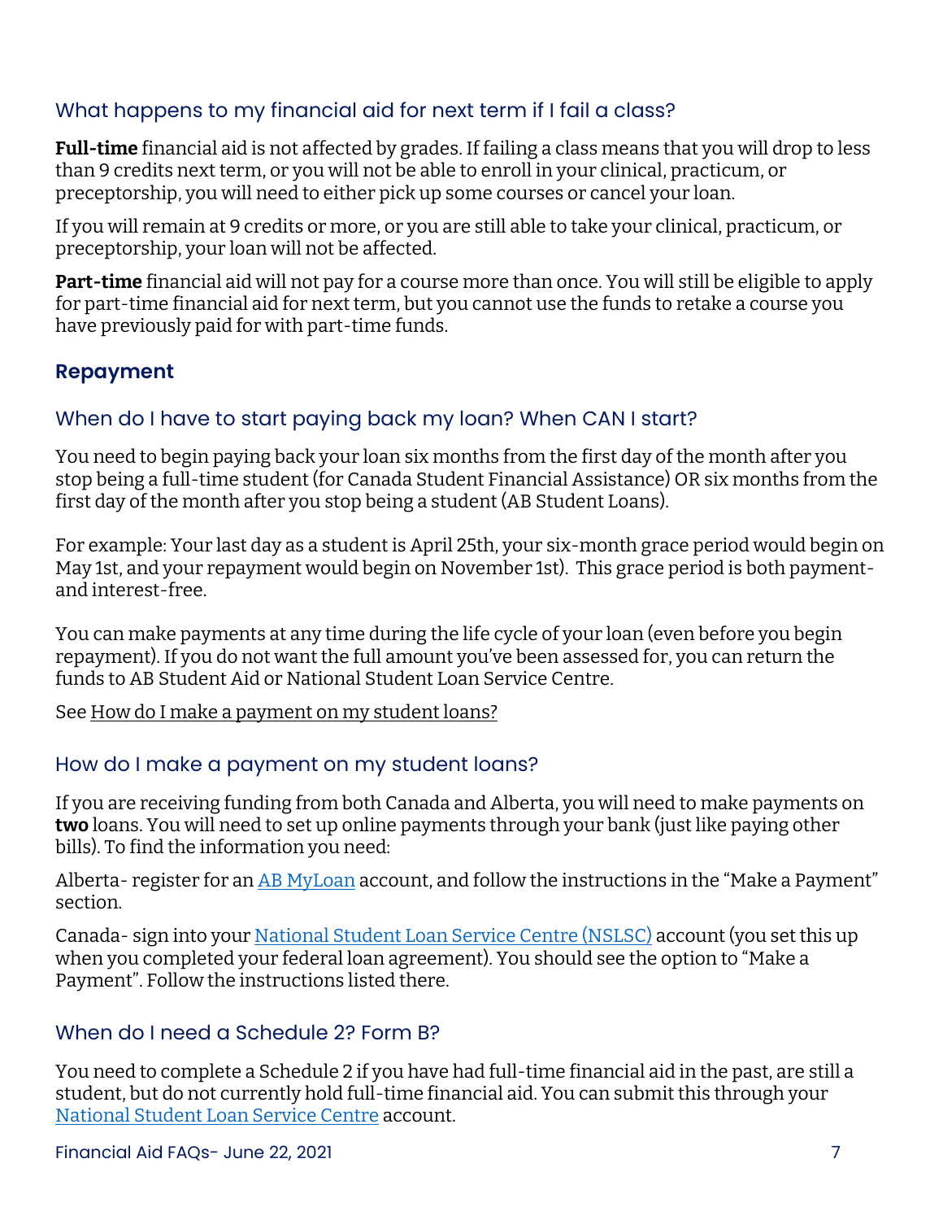### What happens to my financial aid for next term if I fail a class?

**Full-time** financial aid is not affected by grades. If failing a class means that you will drop to less than 9 credits next term, or you will not be able to enroll in your clinical, practicum, or preceptorship, you will need to either pick up some courses or cancel your loan.

If you will remain at 9 credits or more, or you are still able to take your clinical, practicum, or preceptorship, your loan will not be affected.

**Part-time** financial aid will not pay for a course more than once. You will still be eligible to apply for part-time financial aid for next term, but you cannot use the funds to retake a course you have previously paid for with part-time funds.

## Repayment

### When do I have to start paying back my loan? When CAN I start?

You need to begin paying back your loan six months from the first day of the month after you stop being a full-time student (for Canada Student Financial Assistance) OR six months from the first day of the month after you stop being a student (AB Student Loans).

For example: Your last day as a student is April 25th, your six-month grace period would begin on May 1st, and your repayment would begin on November 1st). This grace period is both payment- and interest-free.

You can make payments at any time during the life cycle of your loan (even before you begin repayment). If you do not want the full amount you've been assessed for, you can return the funds to AB Student Aid or National Student Loan Service Centre.

See How do I make a payment on my student loans?

### How do I make a payment on my student loans?

If you are receiving funding from both Canada and Alberta, you will need to make payments on **two** loans. You will need to set up online payments through your bank (just like paying other bills). To find the information you need:

Alberta- register for an AB MyLoan account, and follow the instructions in the "Make a Payment" section.

Canada- sign into your National Student Loan Service Centre (NSLSC) account (you set this up when you completed your federal loan agreement). You should see the option to "Make a Payment". Follow the instructions listed there.

### When do I need a Schedule 2? Form B?

You need to complete a Schedule 2 if you have had full-time financial aid in the past, are still a student, but do not currently hold full-time financial aid. You can submit this through your National Student Loan Service Centre account.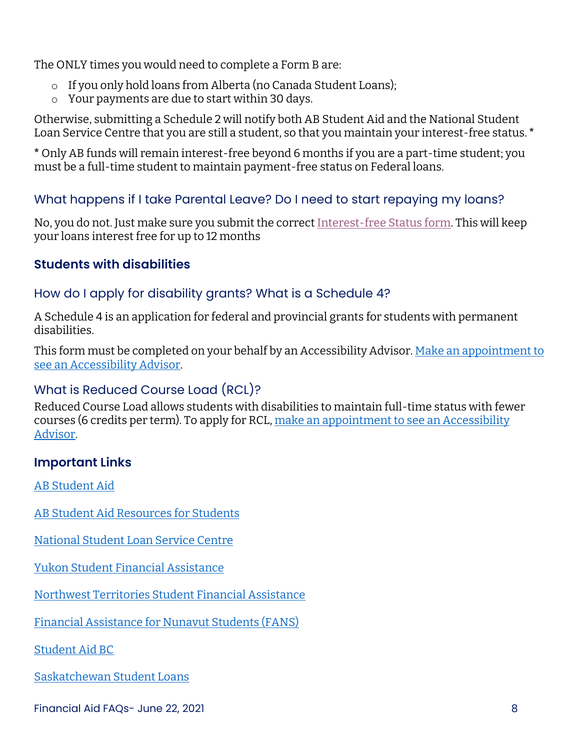The ONLY times you would need to complete a Form B are:

- If you only hold loans from Alberta (no Canada Student Loans);
- Your payments are due to start within 30 days.

Otherwise, submitting a Schedule 2 will notify both AB Student Aid and the National Student Loan Service Centre that you are still a student, so that you maintain your interest-free status. *

* Only AB funds will remain interest-free beyond 6 months if you are a part-time student; you must be a full-time student to maintain payment-free status on Federal loans.

### What happens if I take Parental Leave? Do I need to start repaying my loans?

No, you do not. Just make sure you submit the correct Interest-free Status form. This will keep your loans interest free for up to 12 months

## Students with disabilities

### How do I apply for disability grants? What is a Schedule 4?

A Schedule 4 is an application for federal and provincial grants for students with permanent disabilities.

This form must be completed on your behalf by an Accessibility Advisor. Make an appointment to see an Accessibility Advisor.

### What is Reduced Course Load (RCL)?

Reduced Course Load allows students with disabilities to maintain full-time status with fewer courses (6 credits per term). To apply for RCL, make an appointment to see an Accessibility Advisor.

## Important Links

AB Student Aid

AB Student Aid Resources for Students

National Student Loan Service Centre

Yukon Student Financial Assistance

Northwest Territories Student Financial Assistance

Financial Assistance for Nunavut Students (FANS)

Student Aid BC

Saskatchewan Student Loans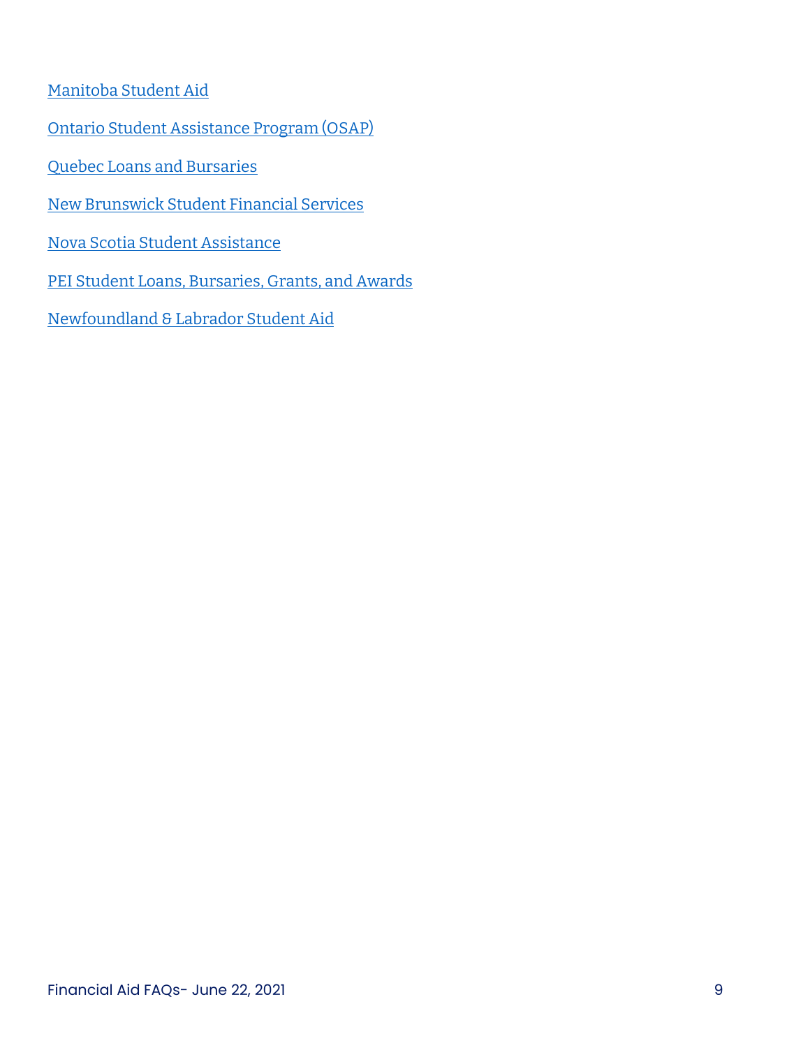Manitoba Student Aid

Ontario Student Assistance Program (OSAP)

Quebec Loans and Bursaries

New Brunswick Student Financial Services

Nova Scotia Student Assistance

PEI Student Loans, Bursaries, Grants, and Awards

Newfoundland & Labrador Student Aid